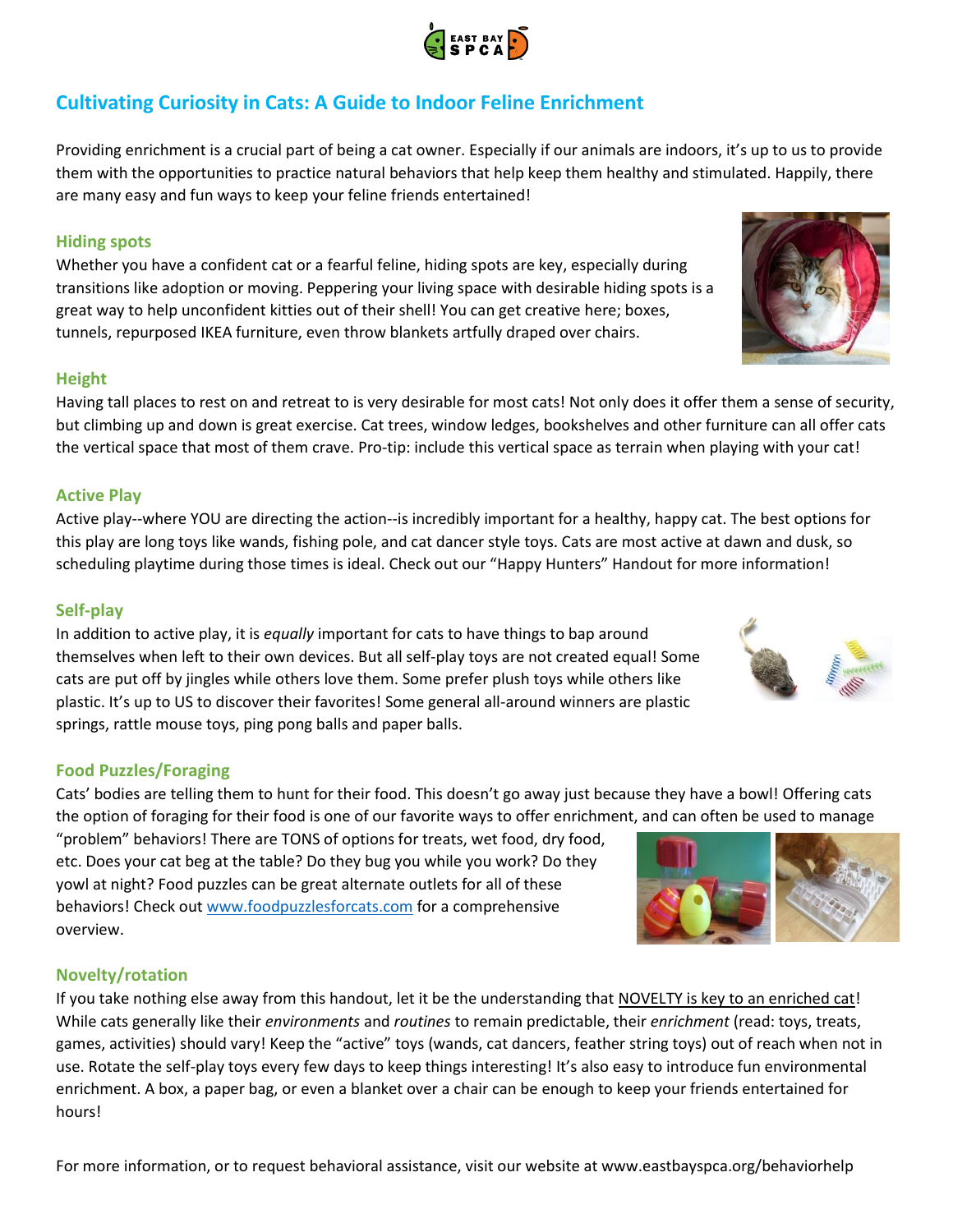# Cultivating Curiosity in Cats: A Guide to Indoor Feline Enrichment

Providing enrichment is a crucial part of being a cat owner. Especially if our animals are indoors, it's up to us to provide them with the opportunities to practice natural behaviors that help keep them healthy and stimulated. Happily, there are many easy and fun ways to keep your feline friends entertained!

## Hiding spots

Whether you have a confident cat or a fearful feline, hiding spots are key, especially during transitions like adoption or moving. Peppering your living space with desirable hiding spots is a great way to help unconfident kitties out of their shell! You can get creative here; boxes, tunnels, repurposed IKEA furniture, even throw blankets artfully draped over chairs.

## Height

Having tall places to rest on and retreat to is very desirable for most cats! Not only does it offer them a sense of security, but climbing up and down is great exercise. Cat trees, window ledges, bookshelves and other furniture can all offer cats the vertical space that most of them crave. Pro-tip: include this vertical space as terrain when playing with your cat!

## Active Play

Active play--where YOU are directing the action--is incredibly important for a healthy, happy cat. The best options for this play are long toys like wands, fishing pole, and cat dancer style toys. Cats are most active at dawn and dusk, so scheduling playtime during those times is ideal. Check out our "Happy Hunters" Handout for more information!

## Self-play

In addition to active play, it is *equally* important for cats to have things to bap around themselves when left to their own devices. But all self-play toys are not created equal! Some cats are put off by jingles while others love them. Some prefer plush toys while others like plastic. It's up to US to discover their favorites! Some general all-around winners are plastic springs, rattle mouse toys, ping pong balls and paper balls.

## Food Puzzles/Foraging

Cats' bodies are telling them to hunt for their food. This doesn't go away just because they have a bowl! Offering cats the option of foraging for their food is one of our favorite ways to offer enrichment, and can often be used to manage "problem" behaviors! There are TONS of options for treats, wet food, dry food, etc. Does your cat beg at the table? Do they bug you while you work? Do they yowl at night? Food puzzles can be great alternate outlets for all of these behaviors! Check out [www.foodpuzzlesforcats.com](http://www.foodpuzzlesforcats.com) for a comprehensive overview.

## Novelty/rotation

If you take nothing else away from this handout, let it be the understanding that NOVELTY is key to an enriched cat! While cats generally like their *environments* and *routines* to remain predictable, their *enrichment* (read: toys, treats, games, activities) should vary! Keep the "active" toys (wands, cat dancers, feather string toys) out of reach when not in use. Rotate the self-play toys every few days to keep things interesting! It's also easy to introduce fun environmental enrichment. A box, a paper bag, or even a blanket over a chair can be enough to keep your friends entertained for hours!

For more information, or to request behavioral assistance, visit our website at www.eastbayspca.org/behaviorhelp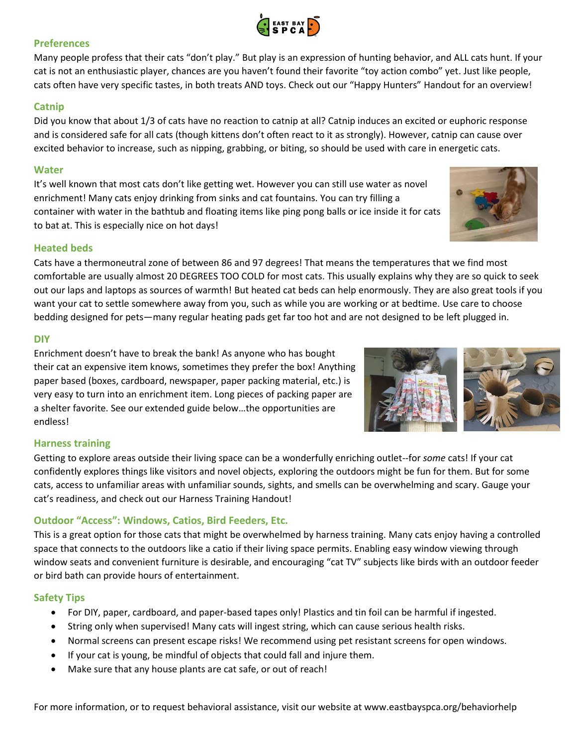## Preferences

Many people profess that their cats "don't play." But play is an expression of hunting behavior, and ALL cats hunt. If your cat is not an enthusiastic player, chances are you haven't found their favorite "toy action combo" yet. Just like people, cats often have very specific tastes, in both treats AND toys. Check out our "Happy Hunters" Handout for an overview!

## Catnip

Did you know that about 1/3 of cats have no reaction to catnip at all? Catnip induces an excited or euphoric response and is considered safe for all cats (though kittens don't often react to it as strongly). However, catnip can cause over excited behavior to increase, such as nipping, grabbing, or biting, so should be used with care in energetic cats.

## Water

It's well known that most cats don't like getting wet. However you can still use water as novel enrichment! Many cats enjoy drinking from sinks and cat fountains. You can try filling a container with water in the bathtub and floating items like ping pong balls or ice inside it for cats to bat at. This is especially nice on hot days!

## Heated beds

Cats have a thermoneutral zone of between 86 and 97 degrees! That means the temperatures that we find most comfortable are usually almost 20 DEGREES TOO COLD for most cats. This usually explains why they are so quick to seek out our laps and laptops as sources of warmth! But heated cat beds can help enormously. They are also great tools if you want your cat to settle somewhere away from you, such as while you are working or at bedtime. Use care to choose bedding designed for pets—many regular heating pads get far too hot and are not designed to be left plugged in.

## DIY

Enrichment doesn't have to break the bank! As anyone who has bought their cat an expensive item knows, sometimes they prefer the box! Anything paper based (boxes, cardboard, newspaper, paper packing material, etc.) is very easy to turn into an enrichment item. Long pieces of packing paper are a shelter favorite. See our extended guide below…the opportunities are endless!

## Harness training

Getting to explore areas outside their living space can be a wonderfully enriching outlet--for *some* cats! If your cat confidently explores things like visitors and novel objects, exploring the outdoors might be fun for them. But for some cats, access to unfamiliar areas with unfamiliar sounds, sights, and smells can be overwhelming and scary. Gauge your cat's readiness, and check out our Harness Training Handout!

## Outdoor "Access": Windows, Catios, Bird Feeders, Etc.

This is a great option for those cats that might be overwhelmed by harness training. Many cats enjoy having a controlled space that connects to the outdoors like a catio if their living space permits. Enabling easy window viewing through window seats and convenient furniture is desirable, and encouraging "cat TV" subjects like birds with an outdoor feeder or bird bath can provide hours of entertainment.

## Safety Tips

- For DIY, paper, cardboard, and paper-based tapes only! Plastics and tin foil can be harmful if ingested.
- String only when supervised! Many cats will ingest string, which can cause serious health risks.
- Normal screens can present escape risks! We recommend using pet resistant screens for open windows.
- If your cat is young, be mindful of objects that could fall and injure them.
- Make sure that any house plants are cat safe, or out of reach!

For more information, or to request behavioral assistance, visit our website at www.eastbayspca.org/behaviorhelp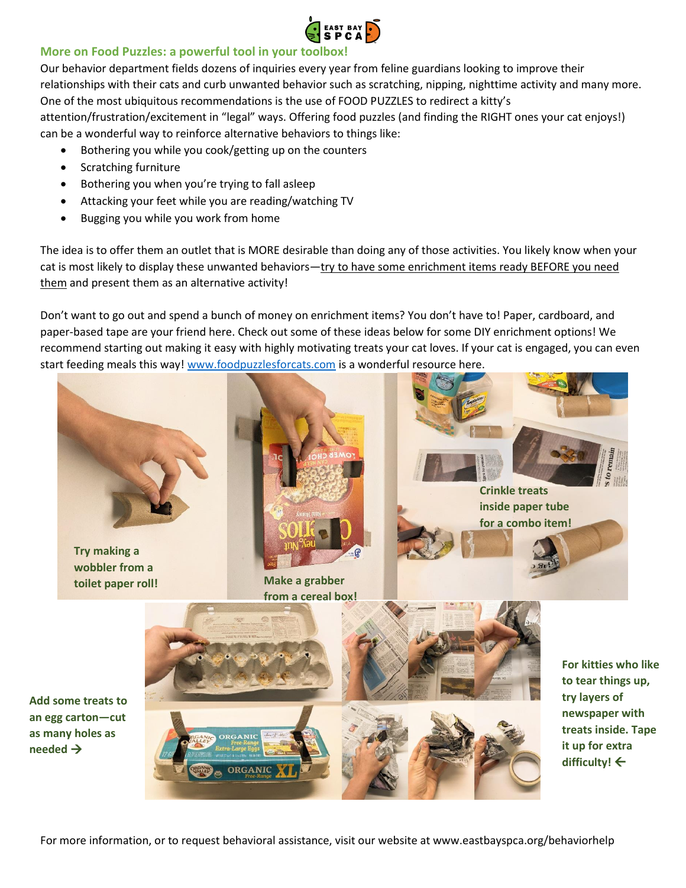## More on Food Puzzles: a powerful tool in your toolbox!

Our behavior department fields dozens of inquiries every year from feline guardians looking to improve their relationships with their cats and curb unwanted behavior such as scratching, nipping, nighttime activity and many more. One of the most ubiquitous recommendations is the use of FOOD PUZZLES to redirect a kitty's attention/frustration/excitement in "legal" ways. Offering food puzzles (and finding the RIGHT ones your cat enjoys!) can be a wonderful way to reinforce alternative behaviors to things like:

- Bothering you while you cook/getting up on the counters
- Scratching furniture
- Bothering you when you're trying to fall asleep
- Attacking your feet while you are reading/watching TV
- Bugging you while you work from home

The idea is to offer them an outlet that is MORE desirable than doing any of those activities. You likely know when your cat is most likely to display these unwanted behaviors—try to have some enrichment items ready BEFORE you need them and present them as an alternative activity!

Don't want to go out and spend a bunch of money on enrichment items? You don't have to! Paper, cardboard, and paper-based tape are your friend here. Check out some of these ideas below for some DIY enrichment options! We recommend starting out making it easy with highly motivating treats your cat loves. If your cat is engaged, you can even start feeding meals this way! www.foodpuzzlesforcats.com is a wonderful resource here.

**Try making a wobbler from a toilet paper roll!**

**Make a grabber from a cereal box!**

**Crinkle treats inside paper tube for a combo item!**

**Add some treats to an egg carton—cut as many holes as needed →**

**For kitties who like to tear things up, try layers of newspaper with treats inside. Tape it up for extra difficulty! ←**

For more information, or to request behavioral assistance, visit our website at www.eastbayspca.org/behaviorhelp